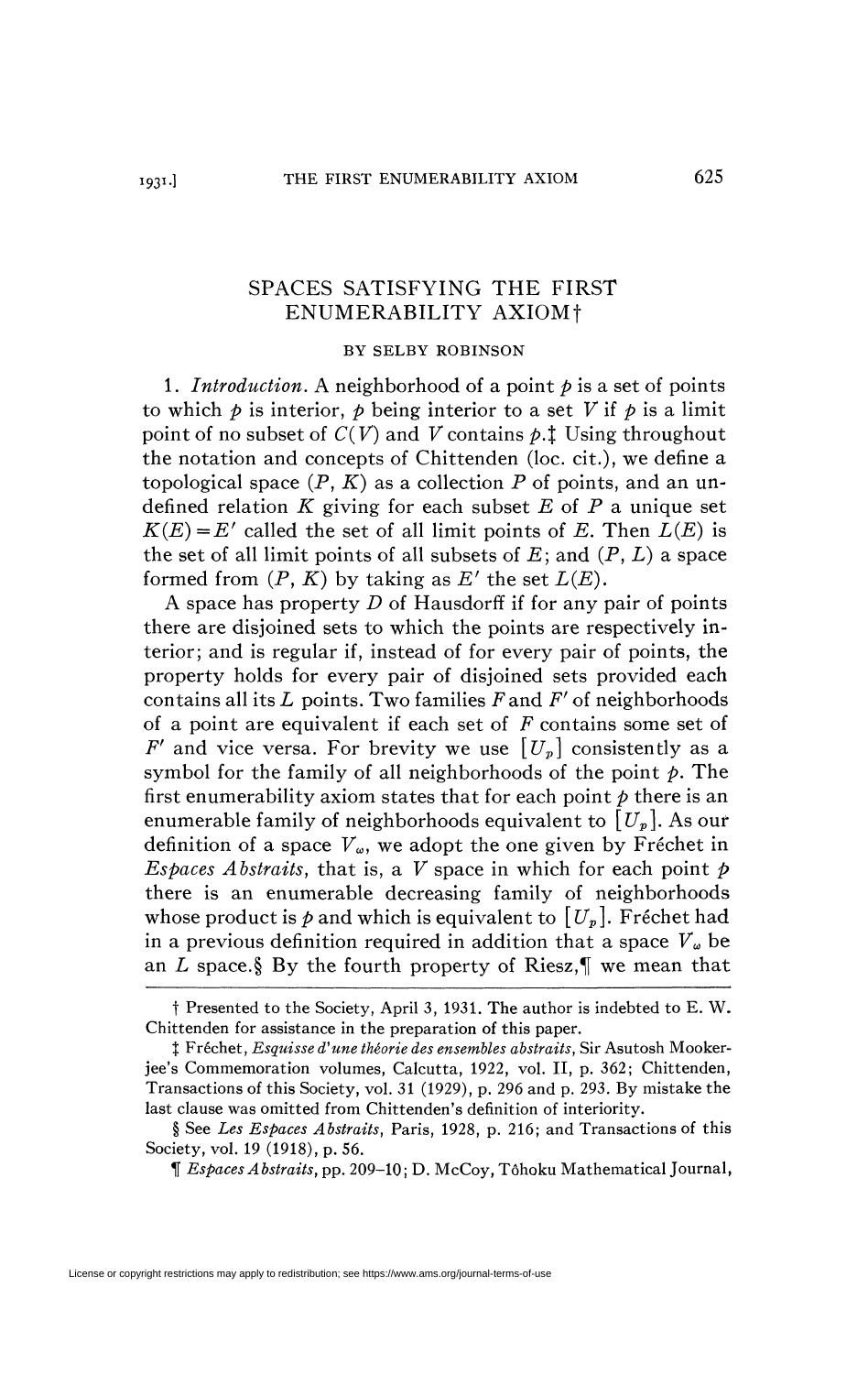# SPACES SATISFYING THE FIRST ENUMERABILITY AXIOM†

BY SELBY ROBINSON

1. *Introduction.* A neighborhood of a point $p$ is a set of points to which $p$ is interior, $p$ being interior to a set $V$ if $p$ is a limit point of no subset of $C(V)$ and $V$ contains $p$.‡ Using throughout the notation and concepts of Chittenden (loc. cit.), we define a topological space $(P, K)$ as a collection $P$ of points, and an undefined relation $K$ giving for each subset $E$ of $P$ a unique set $K(E)=E'$ called the set of all limit points of $E$. Then $L(E)$ is the set of all limit points of all subsets of $E$; and $(P, L)$ a space formed from $(P, K)$ by taking as $E'$ the set $L(E)$.

A space has property $D$ of Hausdorff if for any pair of points there are disjoined sets to which the points are respectively interior; and is regular if, instead of for every pair of points, the property holds for every pair of disjoined sets provided each contains all its $L$ points. Two families $F$ and $F'$ of neighborhoods of a point are equivalent if each set of $F$ contains some set of $F'$ and vice versa. For brevity we use $[U_p]$ consistently as a symbol for the family of all neighborhoods of the point $p$. The first enumerability axiom states that for each point $p$ there is an enumerable family of neighborhoods equivalent to $[U_p]$. As our definition of a space $V_\omega$, we adopt the one given by Fréchet in *Espaces Abstraits*, that is, a $V$ space in which for each point $p$ there is an enumerable decreasing family of neighborhoods whose product is $p$ and which is equivalent to $[U_p]$. Fréchet had in a previous definition required in addition that a space $V_\omega$ be an $L$ space.§ By the fourth property of Riesz,¶ we mean that

---

† Presented to the Society, April 3, 1931. The author is indebted to E. W. Chittenden for assistance in the preparation of this paper.

‡ Fréchet, *Esquisse d'une théorie des ensembles abstraits*, Sir Asutosh Mookerjee's Commemoration volumes, Calcutta, 1922, vol. II, p. 362; Chittenden, Transactions of this Society, vol. 31 (1929), p. 296 and p. 293. By mistake the last clause was omitted from Chittenden's definition of interiority.

§ See *Les Espaces Abstraits*, Paris, 1928, p. 216; and Transactions of this Society, vol. 19 (1918), p. 56.

¶ *Espaces Abstraits*, pp. 209–10; D. McCoy, Tôhoku Mathematical Journal,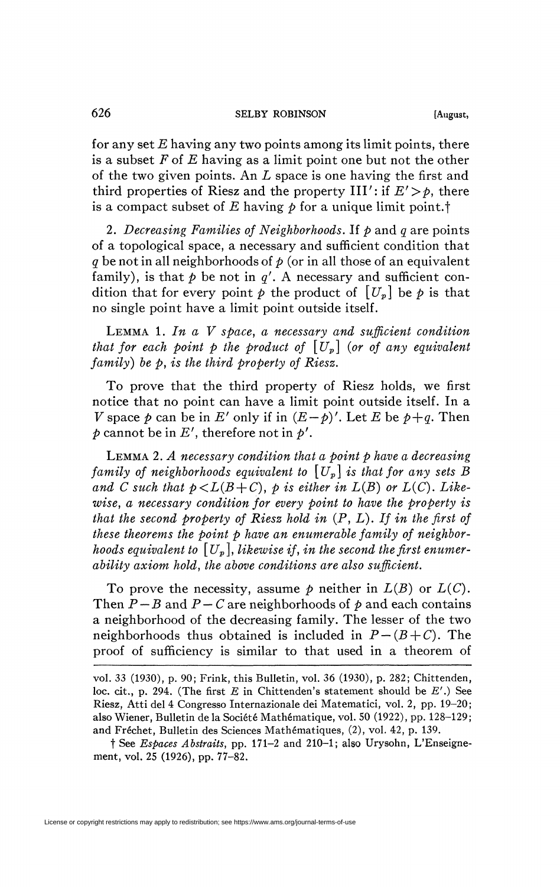for any set $E$ having any two points among its limit points, there is a subset $F$ of $E$ having as a limit point one but not the other of the two given points. An $L$ space is one having the first and third properties of Riesz and the property III′: if $E' > p$, there is a compact subset of $E$ having $p$ for a unique limit point.†

2. *Decreasing Families of Neighborhoods.* If $p$ and $q$ are points of a topological space, a necessary and sufficient condition that $q$ be not in all neighborhoods of $p$ (or in all those of an equivalent family), is that $p$ be not in $q'$. A necessary and sufficient condition that for every point $p$ the product of $[U_p]$ be $p$ is that no single point have a limit point outside itself.

LEMMA 1. *In a $V$ space, a necessary and sufficient condition that for each point $p$ the product of $[U_p]$ (or of any equivalent family) be $p$, is the third property of Riesz.*

To prove that the third property of Riesz holds, we first notice that no point can have a limit point outside itself. In a $V$ space $p$ can be in $E'$ only if in $(E-p)'$. Let $E$ be $p+q$. Then $p$ cannot be in $E'$, therefore not in $p'$.

LEMMA 2. *A necessary condition that a point $p$ have a decreasing family of neighborhoods equivalent to $[U_p]$ is that for any sets $B$ and $C$ such that $p < L(B+C)$, $p$ is either in $L(B)$ or $L(C)$. Likewise, a necessary condition for every point to have the property is that the second property of Riesz hold in $(P, L)$. If in the first of these theorems the point $p$ have an enumerable family of neighborhoods equivalent to $[U_p]$, likewise if, in the second the first enumerability axiom hold, the above conditions are also sufficient.*

To prove the necessity, assume $p$ neither in $L(B)$ or $L(C)$. Then $P-B$ and $P-C$ are neighborhoods of $p$ and each contains a neighborhood of the decreasing family. The lesser of the two neighborhoods thus obtained is included in $P-(B+C)$. The proof of sufficiency is similar to that used in a theorem of

---

vol. 33 (1930), p. 90; Frink, this Bulletin, vol. 36 (1930), p. 282; Chittenden, loc. cit., p. 294. (The first $E$ in Chittenden's statement should be $E'$.) See Riesz, Atti del 4 Congresso Internazionale dei Matematici, vol. 2, pp. 19–20; also Wiener, Bulletin de la Société Mathématique, vol. 50 (1922), pp. 128–129; and Fréchet, Bulletin des Sciences Mathématiques, (2), vol. 42, p. 139.

† See *Espaces Abstraits*, pp. 171–2 and 210–1; also Urysohn, L'Enseignement, vol. 25 (1926), pp. 77–82.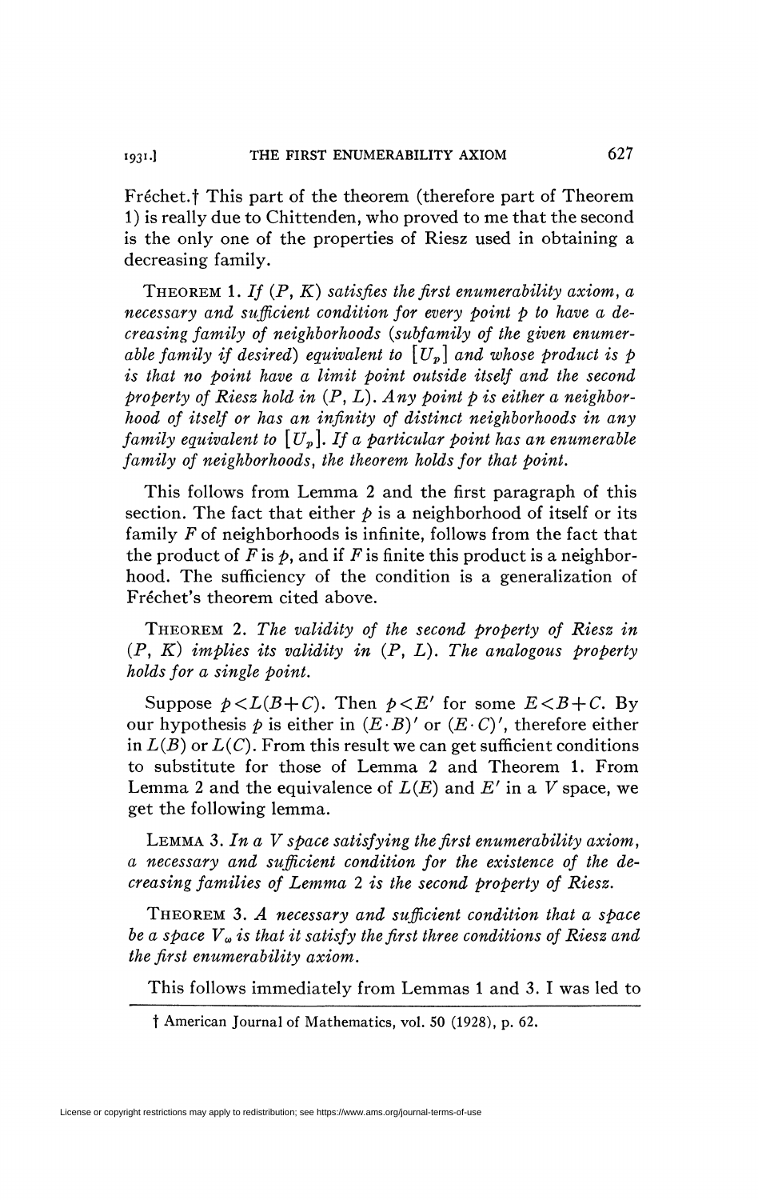Fréchet.† This part of the theorem (therefore part of Theorem 1) is really due to Chittenden, who proved to me that the second is the only one of the properties of Riesz used in obtaining a decreasing family.

THEOREM 1. *If $(P, K)$ satisfies the first enumerability axiom, a necessary and sufficient condition for every point $p$ to have a decreasing family of neighborhoods (subfamily of the given enumerable family if desired) equivalent to $[U_p]$ and whose product is $p$ is that no point have a limit point outside itself and the second property of Riesz hold in $(P, L)$. Any point $p$ is either a neighborhood of itself or has an infinity of distinct neighborhoods in any family equivalent to $[U_p]$. If a particular point has an enumerable family of neighborhoods, the theorem holds for that point.*

This follows from Lemma 2 and the first paragraph of this section. The fact that either $p$ is a neighborhood of itself or its family $F$ of neighborhoods is infinite, follows from the fact that the product of $F$ is $p$, and if $F$ is finite this product is a neighborhood. The sufficiency of the condition is a generalization of Fréchet's theorem cited above.

THEOREM 2. *The validity of the second property of Riesz in $(P, K)$ implies its validity in $(P, L)$. The analogous property holds for a single point.*

Suppose $p < L(B+C)$. Then $p < E'$ for some $E < B+C$. By our hypothesis $p$ is either in $(E \cdot B)'$ or $(E \cdot C)'$, therefore either in $L(B)$ or $L(C)$. From this result we can get sufficient conditions to substitute for those of Lemma 2 and Theorem 1. From Lemma 2 and the equivalence of $L(E)$ and $E'$ in a $V$ space, we get the following lemma.

LEMMA 3. *In a $V$ space satisfying the first enumerability axiom, a necessary and sufficient condition for the existence of the decreasing families of Lemma 2 is the second property of Riesz.*

THEOREM 3. *A necessary and sufficient condition that a space be a space $V_\omega$ is that it satisfy the first three conditions of Riesz and the first enumerability axiom.*

This follows immediately from Lemmas 1 and 3. I was led to

† American Journal of Mathematics, vol. 50 (1928), p. 62.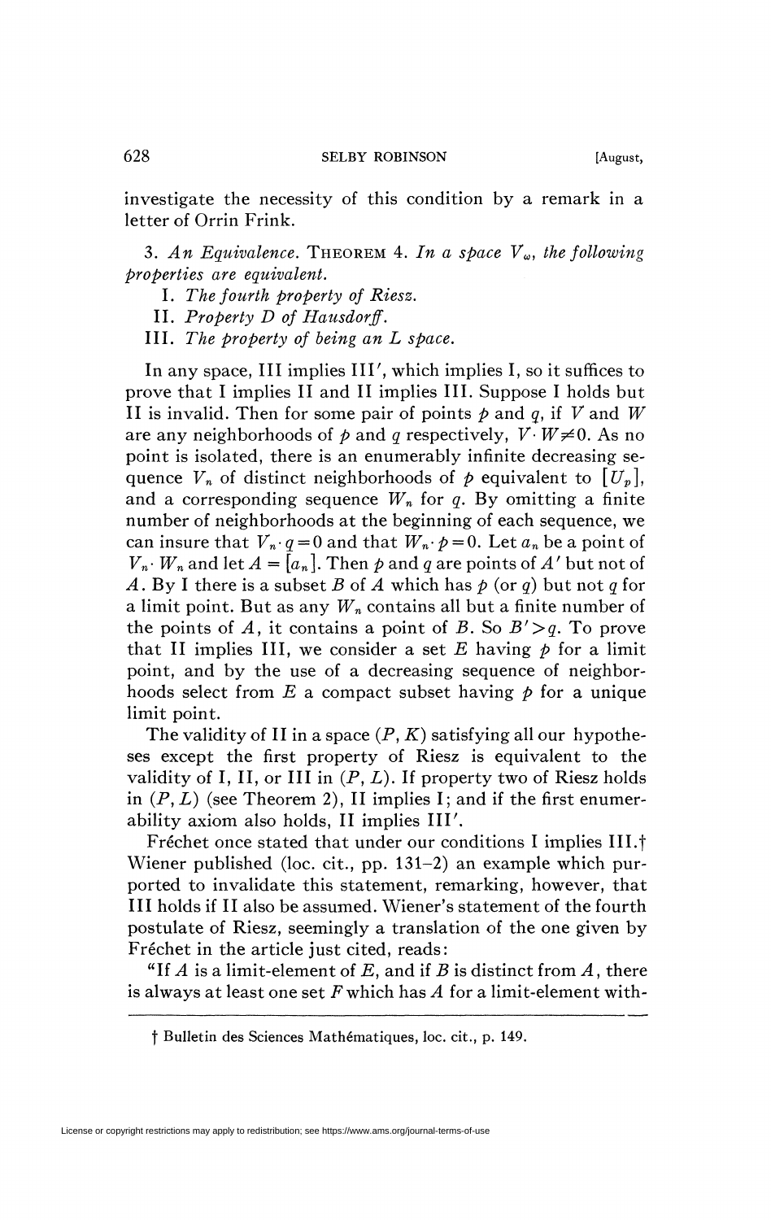investigate the necessity of this condition by a remark in a letter of Orrin Frink.

3. *An Equivalence.* THEOREM 4. *In a space $V_\omega$, the following properties are equivalent.*

I. *The fourth property of Riesz.*

II. *Property D of Hausdorff.*

III. *The property of being an L space.*

In any space, III implies III′, which implies I, so it suffices to prove that I implies II and II implies III. Suppose I holds but II is invalid. Then for some pair of points $p$ and $q$, if $V$ and $W$ are any neighborhoods of $p$ and $q$ respectively, $V \cdot W \neq 0$. As no point is isolated, there is an enumerably infinite decreasing sequence $V_n$ of distinct neighborhoods of $p$ equivalent to $[U_p]$, and a corresponding sequence $W_n$ for $q$. By omitting a finite number of neighborhoods at the beginning of each sequence, we can insure that $V_n \cdot q = 0$ and that $W_n \cdot p = 0$. Let $a_n$ be a point of $V_n \cdot W_n$ and let $A = [a_n]$. Then $p$ and $q$ are points of $A'$ but not of $A$. By I there is a subset $B$ of $A$ which has $p$ (or $q$) but not $q$ for a limit point. But as any $W_n$ contains all but a finite number of the points of $A$, it contains a point of $B$. So $B' > q$. To prove that II implies III, we consider a set $E$ having $p$ for a limit point, and by the use of a decreasing sequence of neighborhoods select from $E$ a compact subset having $p$ for a unique limit point.

The validity of II in a space $(P, K)$ satisfying all our hypotheses except the first property of Riesz is equivalent to the validity of I, II, or III in $(P, L)$. If property two of Riesz holds in $(P, L)$ (see Theorem 2), II implies I; and if the first enumerability axiom also holds, II implies III′.

Fréchet once stated that under our conditions I implies III.† Wiener published (loc. cit., pp. 131–2) an example which purported to invalidate this statement, remarking, however, that III holds if II also be assumed. Wiener's statement of the fourth postulate of Riesz, seemingly a translation of the one given by Fréchet in the article just cited, reads:

"If $A$ is a limit-element of $E$, and if $B$ is distinct from $A$, there is always at least one set $F$ which has $A$ for a limit-element with-

---

† Bulletin des Sciences Mathématiques, loc. cit., p. 149.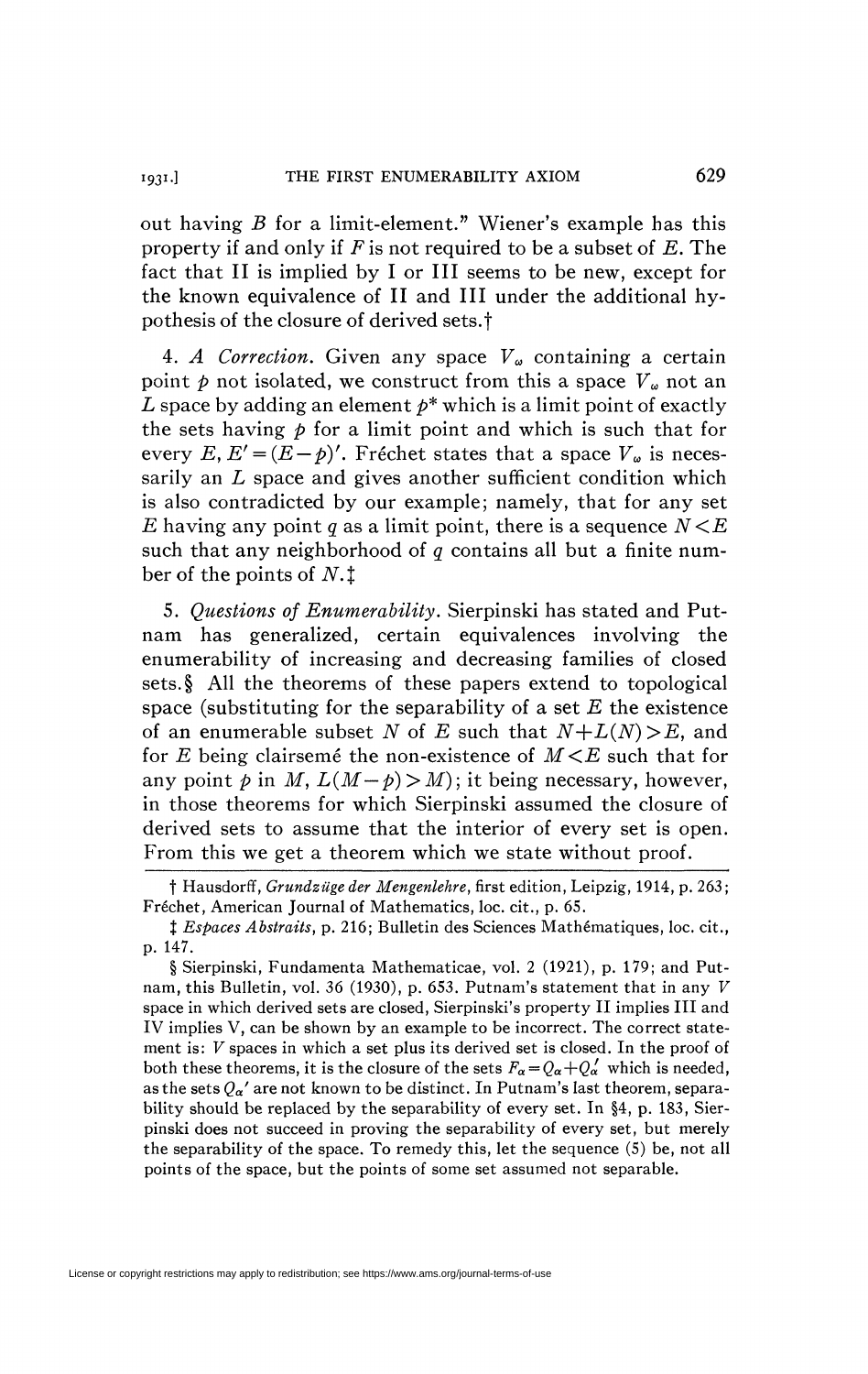out having $B$ for a limit-element." Wiener's example has this property if and only if $F$ is not required to be a subset of $E$. The fact that II is implied by I or III seems to be new, except for the known equivalence of II and III under the additional hypothesis of the closure of derived sets.†

4. *A Correction.* Given any space $V_\omega$ containing a certain point $p$ not isolated, we construct from this a space $V_\omega$ not an $L$ space by adding an element $p^*$ which is a limit point of exactly the sets having $p$ for a limit point and which is such that for every $E$, $E' = (E - p)'$. Fréchet states that a space $V_\omega$ is necessarily an $L$ space and gives another sufficient condition which is also contradicted by our example; namely, that for any set $E$ having any point $q$ as a limit point, there is a sequence $N < E$ such that any neighborhood of $q$ contains all but a finite number of the points of $N$.‡

5. *Questions of Enumerability.* Sierpinski has stated and Putnam has generalized, certain equivalences involving the enumerability of increasing and decreasing families of closed sets.§ All the theorems of these papers extend to topological space (substituting for the separability of a set $E$ the existence of an enumerable subset $N$ of $E$ such that $N + L(N) > E$, and for $E$ being clairsemé the non-existence of $M < E$ such that for any point $p$ in $M$, $L(M - p) > M$); it being necessary, however, in those theorems for which Sierpinski assumed the closure of derived sets to assume that the interior of every set is open. From this we get a theorem which we state without proof.

---

† Hausdorff, *Grundzüge der Mengenlehre*, first edition, Leipzig, 1914, p. 263; Fréchet, American Journal of Mathematics, loc. cit., p. 65.

‡ *Espaces Abstraits*, p. 216; Bulletin des Sciences Mathématiques, loc. cit., p. 147.

§ Sierpinski, Fundamenta Mathematicae, vol. 2 (1921), p. 179; and Putnam, this Bulletin, vol. 36 (1930), p. 653. Putnam's statement that in any $V$ space in which derived sets are closed, Sierpinski's property II implies III and IV implies V, can be shown by an example to be incorrect. The correct statement is: $V$ spaces in which a set plus its derived set is closed. In the proof of both these theorems, it is the closure of the sets $F_\alpha = Q_\alpha + Q_\alpha'$ which is needed, as the sets $Q_\alpha'$ are not known to be distinct. In Putnam's last theorem, separability should be replaced by the separability of every set. In §4, p. 183, Sierpinski does not succeed in proving the separability of every set, but merely the separability of the space. To remedy this, let the sequence (5) be, not all points of the space, but the points of some set assumed not separable.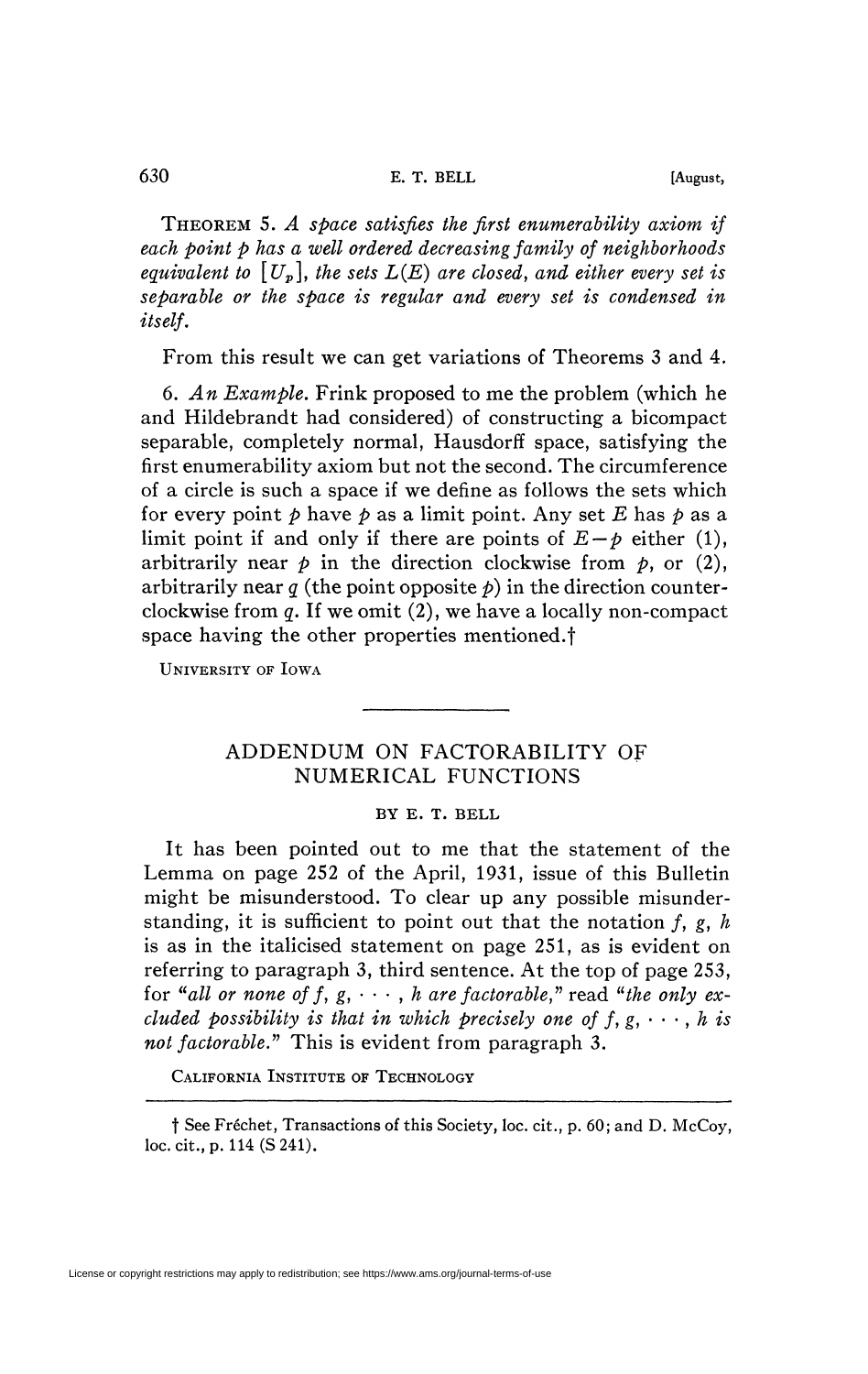**Theorem 5.** *A space satisfies the first enumerability axiom if each point $p$ has a well ordered decreasing family of neighborhoods equivalent to $[U_p]$, the sets $L(E)$ are closed, and either every set is separable or the space is regular and every set is condensed in itself.*

From this result we can get variations of Theorems 3 and 4.

6. *An Example.* Frink proposed to me the problem (which he and Hildebrandt had considered) of constructing a bicompact separable, completely normal, Hausdorff space, satisfying the first enumerability axiom but not the second. The circumference of a circle is such a space if we define as follows the sets which for every point $p$ have $p$ as a limit point. Any set $E$ has $p$ as a limit point if and only if there are points of $E-p$ either (1), arbitrarily near $p$ in the direction clockwise from $p$, or (2), arbitrarily near $q$ (the point opposite $p$) in the direction counterclockwise from $q$. If we omit (2), we have a locally non-compact space having the other properties mentioned.†

University of Iowa

## ADDENDUM ON FACTORABILITY OF NUMERICAL FUNCTIONS

BY E. T. BELL

It has been pointed out to me that the statement of the Lemma on page 252 of the April, 1931, issue of this Bulletin might be misunderstood. To clear up any possible misunderstanding, it is sufficient to point out that the notation $f, g, h$ is as in the italicised statement on page 251, as is evident on referring to paragraph 3, third sentence. At the top of page 253, for "*all or none of $f, g, \cdots, h$ are factorable,*" read "*the only excluded possibility is that in which precisely one of $f, g, \cdots, h$ is not factorable.*" This is evident from paragraph 3.

California Institute of Technology

† See Fréchet, Transactions of this Society, loc. cit., p. 60; and D. McCoy, loc. cit., p. 114 (S 241).